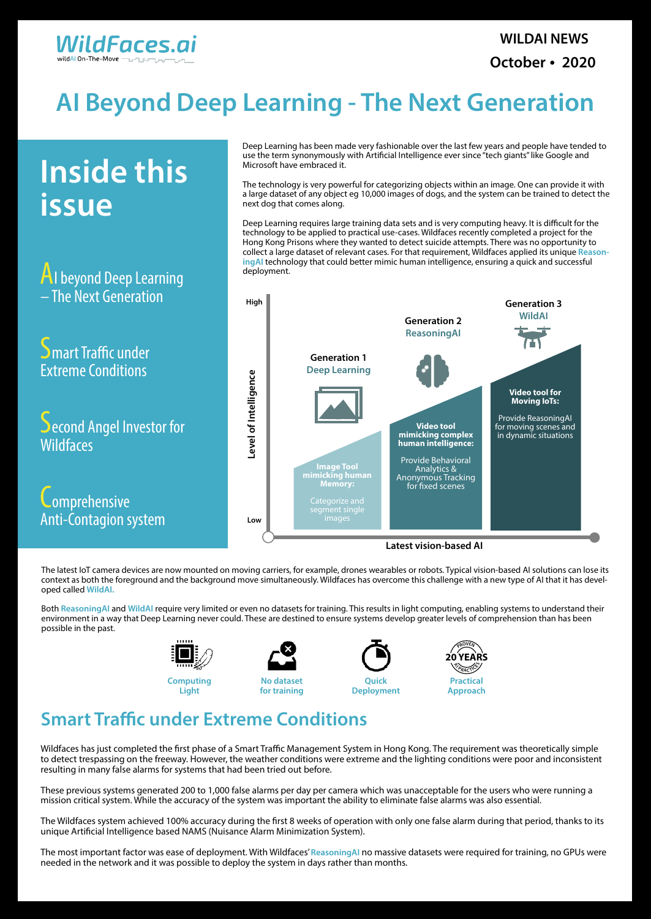WildFaces.ai

wildAI On-The-Move

**WILDAI NEWS**

**October • 2020**

# AI Beyond Deep Learning - The Next Generation

## Inside this issue

- AI beyond Deep Learning – The Next Generation
- Smart Traffic under Extreme Conditions
- Second Angel Investor for Wildfaces
- Comprehensive Anti-Contagion system

Deep Learning has been made very fashionable over the last few years and people have tended to use the term synonymously with Artificial Intelligence ever since "tech giants" like Google and Microsoft have embraced it.

The technology is very powerful for categorizing objects within an image. One can provide it with a large dataset of any object eg 10,000 images of dogs, and the system can be trained to detect the next dog that comes along.

Deep Learning requires large training data sets and is very computing heavy. It is difficult for the technology to be applied to practical use-cases. Wildfaces recently completed a project for the Hong Kong Prisons where they wanted to detect suicide attempts. There was no opportunity to collect a large dataset of relevant cases. For that requirement, Wildfaces applied its unique ReasoningAI technology that could better mimic human intelligence, ensuring a quick and successful deployment.

Level of Intelligence: High / Low

**Generation 1** Deep Learning — **Image Tool mimicking human Memory:** Categorize and segment single images

**Generation 2** ReasoningAI — **Video tool mimicking complex human intelligence:** Provide Behavioral Analytics & Anonymous Tracking for fixed scenes

**Generation 3** WildAI — **Video tool for Moving IoTs:** Provide ReasoningAI for moving scenes and in dynamic situations

**Latest vision-based AI**

The latest IoT camera devices are now mounted on moving carriers, for example, drones wearables or robots. Typical vision-based AI solutions can lose its context as both the foreground and the background move simultaneously. Wildfaces has overcome this challenge with a new type of AI that it has developed called WildAI.

Both ReasoningAI and WildAI require very limited or even no datasets for training. This results in light computing, enabling systems to understand their environment in a way that Deep Learning never could. These are destined to ensure systems develop greater levels of comprehension than has been possible in the past.

- Computing Light
- No dataset for training
- Quick Deployment
- Practical Approach (Proven 20 Years Practices)

## Smart Traffic under Extreme Conditions

Wildfaces has just completed the first phase of a Smart Traffic Management System in Hong Kong. The requirement was theoretically simple to detect trespassing on the freeway. However, the weather conditions were extreme and the lighting conditions were poor and inconsistent resulting in many false alarms for systems that had been tried out before.

These previous systems generated 200 to 1,000 false alarms per day per camera which was unacceptable for the users who were running a mission critical system. While the accuracy of the system was important the ability to eliminate false alarms was also essential.

The Wildfaces system achieved 100% accuracy during the first 8 weeks of operation with only one false alarm during that period, thanks to its unique Artificial Intelligence based NAMS (Nuisance Alarm Minimization System).

The most important factor was ease of deployment. With Wildfaces' ReasoningAI no massive datasets were required for training, no GPUs were needed in the network and it was possible to deploy the system in days rather than months.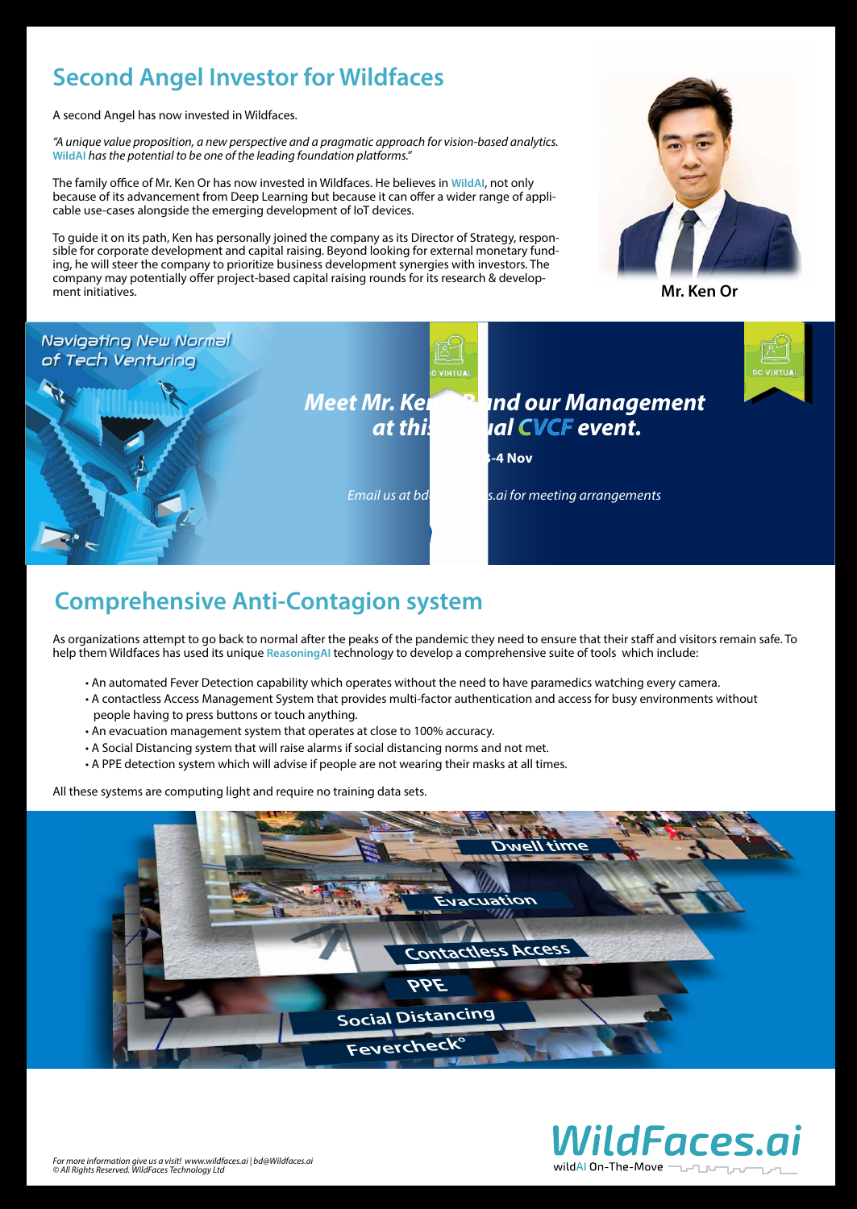## Second Angel Investor for Wildfaces

A second Angel has now invested in Wildfaces.

*"A unique value proposition, a new perspective and a pragmatic approach for vision-based analytics. WildAI has the potential to be one of the leading foundation platforms."*

The family office of Mr. Ken Or has now invested in Wildfaces. He believes in WildAI, not only because of its advancement from Deep Learning but because it can offer a wider range of applicable use-cases alongside the emerging development of IoT devices.

To guide it on its path, Ken has personally joined the company as its Director of Strategy, responsible for corporate development and capital raising. Beyond looking for external monetary funding, he will steer the company to prioritize business development synergies with investors. The company may potentially offer project-based capital raising rounds for its research & development initiatives.

**Mr. Ken Or**

*Navigating New Normal of Tech Venturing*

***Meet Mr. Ke[...]nd our Management at thi[...]ual CVCF event.***

**[...]-4 Nov**

*Email us at bd[...]s.ai for meeting arrangements*

## Comprehensive Anti-Contagion system

As organizations attempt to go back to normal after the peaks of the pandemic they need to ensure that their staff and visitors remain safe. To help them Wildfaces has used its unique ReasoningAI technology to develop a comprehensive suite of tools which include:

- An automated Fever Detection capability which operates without the need to have paramedics watching every camera.
- A contactless Access Management System that provides multi-factor authentication and access for busy environments without people having to press buttons or touch anything.
- An evacuation management system that operates at close to 100% accuracy.
- A Social Distancing system that will raise alarms if social distancing norms and not met.
- A PPE detection system which will advise if people are not wearing their masks at all times.

All these systems are computing light and require no training data sets.

Dwell time

Evacuation

Contactless Access

PPE

Social Distancing

Fevercheck°

*For more information give us a visit! www.wildfaces.ai | bd@Wildfaces.ai*
*© All Rights Reserved. WildFaces Technology Ltd*

WildFaces.ai

wildAI On-The-Move